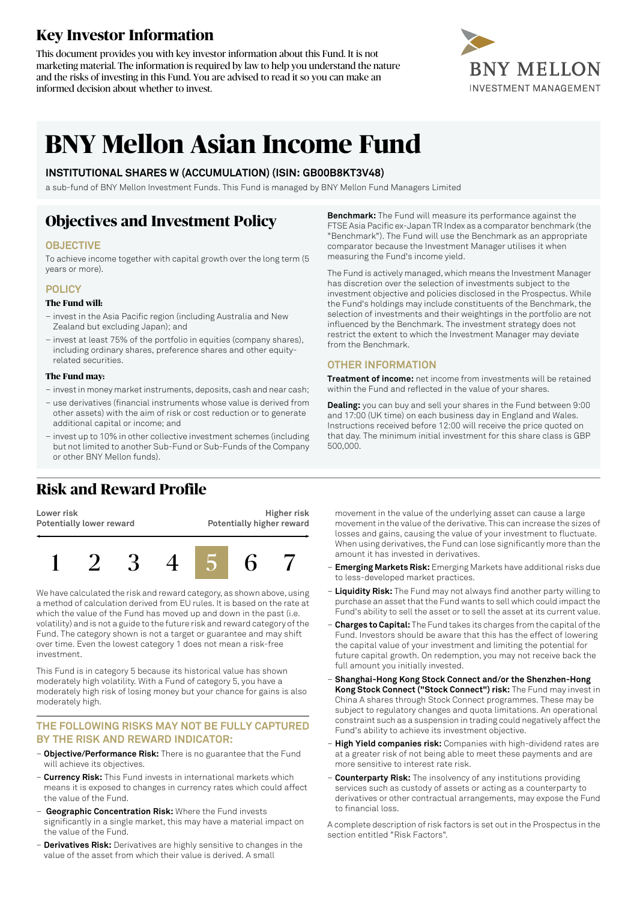# Key Investor Information

This document provides you with key investor information about this Fund. It is not marketing material. The information is required by law to help you understand the nature and the risks of investing in this Fund. You are advised to read it so you can make an informed decision about whether to invest.

BNY MELLON INVESTMENT MANAGEMENT

# BNY Mellon Asian Income Fund

### INSTITUTIONAL SHARES W (ACCUMULATION) (ISIN: GB00B8KT3V48)

a sub-fund of BNY Mellon Investment Funds. This Fund is managed by BNY Mellon Fund Managers Limited

## Objectives and Investment Policy

### OBJECTIVE

To achieve income together with capital growth over the long term (5 years or more).

### POLICY

**The Fund will:**

– invest in the Asia Pacific region (including Australia and New Zealand but excluding Japan); and
– invest at least 75% of the portfolio in equities (company shares), including ordinary shares, preference shares and other equity-related securities.

**The Fund may:**

– invest in money market instruments, deposits, cash and near cash;
– use derivatives (financial instruments whose value is derived from other assets) with the aim of risk or cost reduction or to generate additional capital or income; and
– invest up to 10% in other collective investment schemes (including but not limited to another Sub-Fund or Sub-Funds of the Company or other BNY Mellon funds).

**Benchmark:** The Fund will measure its performance against the FTSE Asia Pacific ex-Japan TR Index as a comparator benchmark (the "Benchmark"). The Fund will use the Benchmark as an appropriate comparator because the Investment Manager utilises it when measuring the Fund's income yield.

The Fund is actively managed, which means the Investment Manager has discretion over the selection of investments subject to the investment objective and policies disclosed in the Prospectus. While the Fund's holdings may include constituents of the Benchmark, the selection of investments and their weightings in the portfolio are not influenced by the Benchmark. The investment strategy does not restrict the extent to which the Investment Manager may deviate from the Benchmark.

### OTHER INFORMATION

**Treatment of income:** net income from investments will be retained within the Fund and reflected in the value of your shares.

**Dealing:** you can buy and sell your shares in the Fund between 9:00 and 17:00 (UK time) on each business day in England and Wales. Instructions received before 12:00 will receive the price quoted on that day. The minimum initial investment for this share class is GBP 500,000.

## Risk and Reward Profile

| Lower risk<br>Potentially lower reward | | | | | | Higher risk<br>Potentially higher reward |
|---|---|---|---|---|---|---|
| 1 | 2 | 3 | 4 | **5** | 6 | 7 |

We have calculated the risk and reward category, as shown above, using a method of calculation derived from EU rules. It is based on the rate at which the value of the Fund has moved up and down in the past (i.e. volatility) and is not a guide to the future risk and reward category of the Fund. The category shown is not a target or guarantee and may shift over time. Even the lowest category 1 does not mean a risk-free investment.

This Fund is in category 5 because its historical value has shown moderately high volatility. With a Fund of category 5, you have a moderately high risk of losing money but your chance for gains is also moderately high.

### THE FOLLOWING RISKS MAY NOT BE FULLY CAPTURED BY THE RISK AND REWARD INDICATOR:

– **Objective/Performance Risk:** There is no guarantee that the Fund will achieve its objectives.
– **Currency Risk:** This Fund invests in international markets which means it is exposed to changes in currency rates which could affect the value of the Fund.
– **Geographic Concentration Risk:** Where the Fund invests significantly in a single market, this may have a material impact on the value of the Fund.
– **Derivatives Risk:** Derivatives are highly sensitive to changes in the value of the asset from which their value is derived. A small movement in the value of the underlying asset can cause a large movement in the value of the derivative. This can increase the sizes of losses and gains, causing the value of your investment to fluctuate. When using derivatives, the Fund can lose significantly more than the amount it has invested in derivatives.
– **Emerging Markets Risk:** Emerging Markets have additional risks due to less-developed market practices.
– **Liquidity Risk:** The Fund may not always find another party willing to purchase an asset that the Fund wants to sell which could impact the Fund's ability to sell the asset or to sell the asset at its current value.
– **Charges to Capital:** The Fund takes its charges from the capital of the Fund. Investors should be aware that this has the effect of lowering the capital value of your investment and limiting the potential for future capital growth. On redemption, you may not receive back the full amount you initially invested.
– **Shanghai-Hong Kong Stock Connect and/or the Shenzhen-Hong Kong Stock Connect ("Stock Connect") risk:** The Fund may invest in China A shares through Stock Connect programmes. These may be subject to regulatory changes and quota limitations. An operational constraint such as a suspension in trading could negatively affect the Fund's ability to achieve its investment objective.
– **High Yield companies risk:** Companies with high-dividend rates are at a greater risk of not being able to meet these payments and are more sensitive to interest rate risk.
– **Counterparty Risk:** The insolvency of any institutions providing services such as custody of assets or acting as a counterparty to derivatives or other contractual arrangements, may expose the Fund to financial loss.

A complete description of risk factors is set out in the Prospectus in the section entitled "Risk Factors".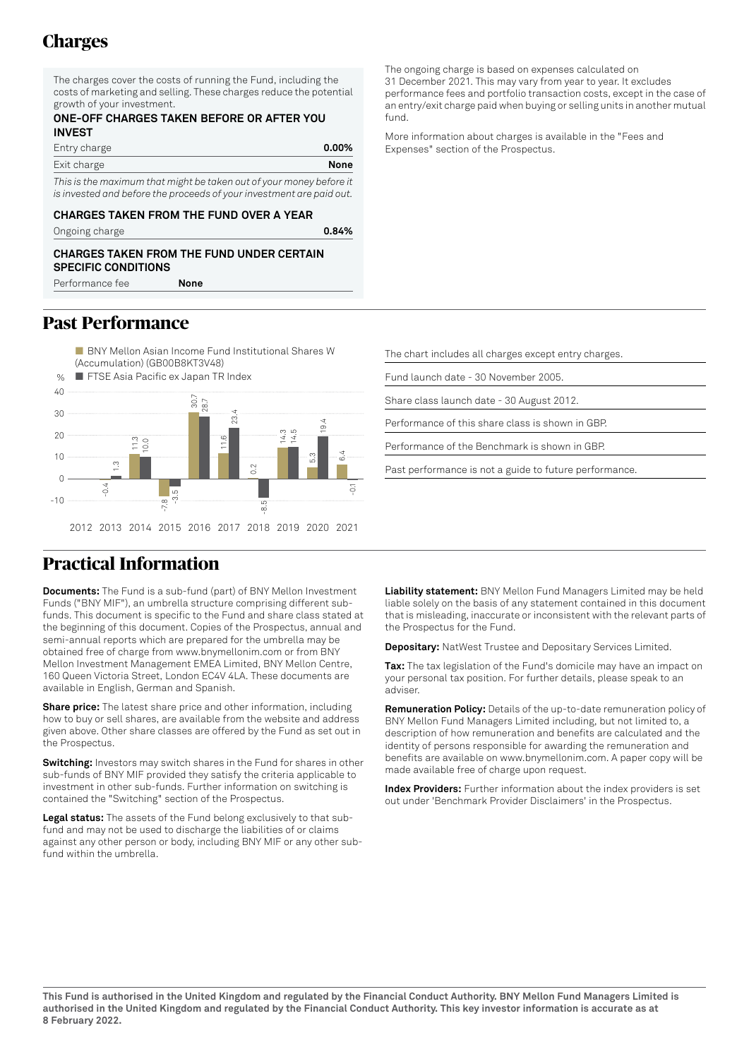## Charges

The charges cover the costs of running the Fund, including the costs of marketing and selling. These charges reduce the potential growth of your investment.

**ONE-OFF CHARGES TAKEN BEFORE OR AFTER YOU INVEST**

| | |
|---|---|
| Entry charge | **0.00%** |
| Exit charge | **None** |

*This is the maximum that might be taken out of your money before it is invested and before the proceeds of your investment are paid out.*

**CHARGES TAKEN FROM THE FUND OVER A YEAR**

| | |
|---|---|
| Ongoing charge | **0.84%** |

**CHARGES TAKEN FROM THE FUND UNDER CERTAIN SPECIFIC CONDITIONS**

| | |
|---|---|
| Performance fee | **None** |

The ongoing charge is based on expenses calculated on 31 December 2021. This may vary from year to year. It excludes performance fees and portfolio transaction costs, except in the case of an entry/exit charge paid when buying or selling units in another mutual fund.

More information about charges is available in the "Fees and Expenses" section of the Prospectus.

## Past Performance

BNY Mellon Asian Income Fund Institutional Shares W (Accumulation) (GB00B8KT3V48)

FTSE Asia Pacific ex Japan TR Index

%

40
30
20
10
0
-10

-0.4 1.3
11.3 10.0
-7.8 -3.5
30.7 28.7
11.6 23.4
0.2 -8.5
14.3 14.5
5.3 19.4
6.4 -0.1

2012 2013 2014 2015 2016 2017 2018 2019 2020 2021

The chart includes all charges except entry charges.

Fund launch date - 30 November 2005.

Share class launch date - 30 August 2012.

Performance of this share class is shown in GBP.

Performance of the Benchmark is shown in GBP.

Past performance is not a guide to future performance.

## Practical Information

**Documents:** The Fund is a sub-fund (part) of BNY Mellon Investment Funds ("BNY MIF"), an umbrella structure comprising different sub-funds. This document is specific to the Fund and share class stated at the beginning of this document. Copies of the Prospectus, annual and semi-annual reports which are prepared for the umbrella may be obtained free of charge from www.bnymellonim.com or from BNY Mellon Investment Management EMEA Limited, BNY Mellon Centre, 160 Queen Victoria Street, London EC4V 4LA. These documents are available in English, German and Spanish.

**Share price:** The latest share price and other information, including how to buy or sell shares, are available from the website and address given above. Other share classes are offered by the Fund as set out in the Prospectus.

**Switching:** Investors may switch shares in the Fund for shares in other sub-funds of BNY MIF provided they satisfy the criteria applicable to investment in other sub-funds. Further information on switching is contained the "Switching" section of the Prospectus.

**Legal status:** The assets of the Fund belong exclusively to that sub-fund and may not be used to discharge the liabilities of or claims against any other person or body, including BNY MIF or any other sub-fund within the umbrella.

**Liability statement:** BNY Mellon Fund Managers Limited may be held liable solely on the basis of any statement contained in this document that is misleading, inaccurate or inconsistent with the relevant parts of the Prospectus for the Fund.

**Depositary:** NatWest Trustee and Depositary Services Limited.

**Tax:** The tax legislation of the Fund's domicile may have an impact on your personal tax position. For further details, please speak to an adviser.

**Remuneration Policy:** Details of the up-to-date remuneration policy of BNY Mellon Fund Managers Limited including, but not limited to, a description of how remuneration and benefits are calculated and the identity of persons responsible for awarding the remuneration and benefits are available on www.bnymellonim.com. A paper copy will be made available free of charge upon request.

**Index Providers:** Further information about the index providers is set out under 'Benchmark Provider Disclaimers' in the Prospectus.

**This Fund is authorised in the United Kingdom and regulated by the Financial Conduct Authority. BNY Mellon Fund Managers Limited is authorised in the United Kingdom and regulated by the Financial Conduct Authority. This key investor information is accurate as at 8 February 2022.**